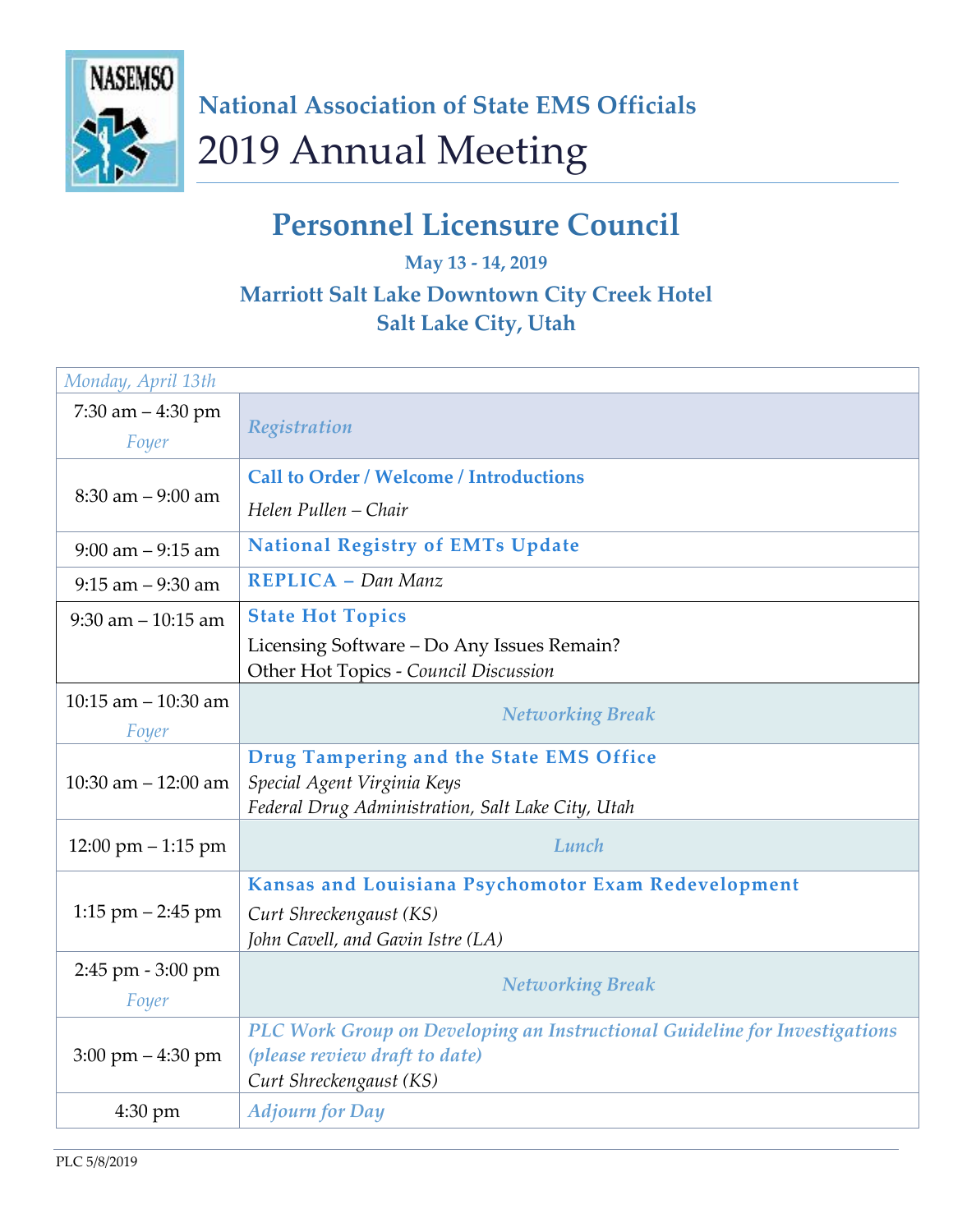NASEMSO

## National Association of State EMS Officials

# 2019 Annual Meeting

## Personnel Licensure Council

**May 13 - 14, 2019**

**Marriott Salt Lake Downtown City Creek Hotel**
**Salt Lake City, Utah**

| *Monday, April 13th* | |
|---|---|
| 7:30 am – 4:30 pm *Foyer* | *Registration* |
| 8:30 am – 9:00 am | **Call to Order / Welcome / Introductions** *Helen Pullen – Chair* |
| 9:00 am – 9:15 am | **National Registry of EMTs Update** |
| 9:15 am – 9:30 am | **REPLICA –** *Dan Manz* |
| 9:30 am – 10:15 am | **State Hot Topics** Licensing Software – Do Any Issues Remain? Other Hot Topics - *Council Discussion* |
| 10:15 am – 10:30 am *Foyer* | *Networking Break* |
| 10:30 am – 12:00 am | **Drug Tampering and the State EMS Office** *Special Agent Virginia Keys* *Federal Drug Administration, Salt Lake City, Utah* |
| 12:00 pm – 1:15 pm | *Lunch* |
| 1:15 pm – 2:45 pm | **Kansas and Louisiana Psychomotor Exam Redevelopment** *Curt Shreckengaust (KS)* *John Cavell, and Gavin Istre (LA)* |
| 2:45 pm - 3:00 pm *Foyer* | *Networking Break* |
| 3:00 pm – 4:30 pm | ***PLC Work Group on Developing an Instructional Guideline for Investigations (please review draft to date)*** *Curt Shreckengaust (KS)* |
| 4:30 pm | *Adjourn for Day* |

PLC 5/8/2019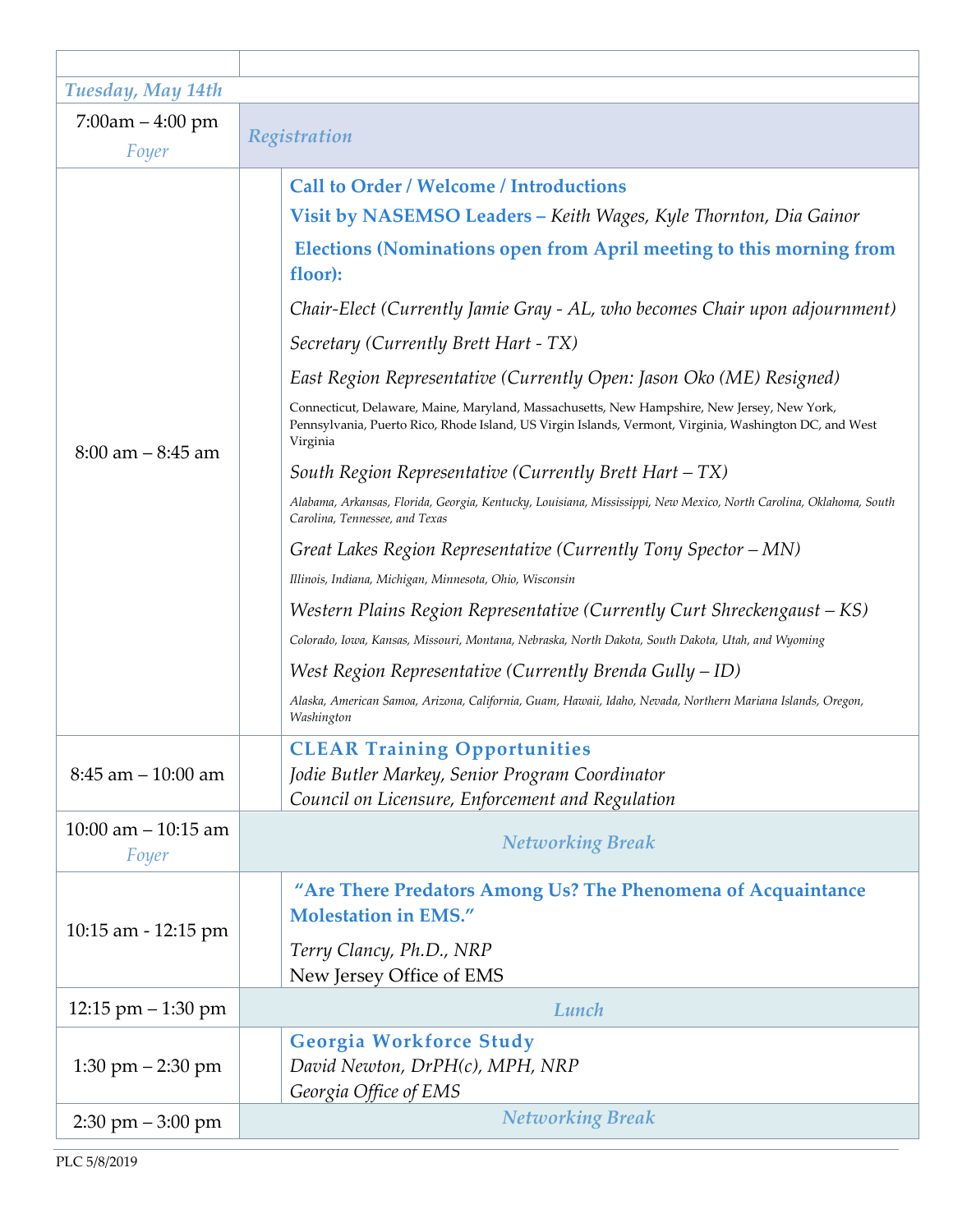| | |
|---|---|
| ***Tuesday, May 14th*** | |
| 7:00am – 4:00 pm<br>*Foyer* | ***Registration*** |
| 8:00 am – 8:45 am | **Call to Order / Welcome / Introductions**<br>**Visit by NASEMSO Leaders –** *Keith Wages, Kyle Thornton, Dia Gainor*<br>**Elections (Nominations open from April meeting to this morning from floor):**<br>*Chair-Elect (Currently Jamie Gray - AL, who becomes Chair upon adjournment)*<br>*Secretary (Currently Brett Hart - TX)*<br>*East Region Representative (Currently Open: Jason Oko (ME) Resigned)*<br>Connecticut, Delaware, Maine, Maryland, Massachusetts, New Hampshire, New Jersey, New York, Pennsylvania, Puerto Rico, Rhode Island, US Virgin Islands, Vermont, Virginia, Washington DC, and West Virginia<br>*South Region Representative (Currently Brett Hart – TX)*<br>*Alabama, Arkansas, Florida, Georgia, Kentucky, Louisiana, Mississippi, New Mexico, North Carolina, Oklahoma, South Carolina, Tennessee, and Texas*<br>*Great Lakes Region Representative (Currently Tony Spector – MN)*<br>*Illinois, Indiana, Michigan, Minnesota, Ohio, Wisconsin*<br>*Western Plains Region Representative (Currently Curt Shreckengaust – KS)*<br>*Colorado, Iowa, Kansas, Missouri, Montana, Nebraska, North Dakota, South Dakota, Utah, and Wyoming*<br>*West Region Representative (Currently Brenda Gully – ID)*<br>*Alaska, American Samoa, Arizona, California, Guam, Hawaii, Idaho, Nevada, Northern Mariana Islands, Oregon, Washington* |
| 8:45 am – 10:00 am | **CLEAR Training Opportunities**<br>*Jodie Butler Markey, Senior Program Coordinator*<br>*Council on Licensure, Enforcement and Regulation* |
| 10:00 am – 10:15 am<br>*Foyer* | ***Networking Break*** |
| 10:15 am - 12:15 pm | **"Are There Predators Among Us? The Phenomena of Acquaintance Molestation in EMS."**<br>*Terry Clancy, Ph.D., NRP*<br>New Jersey Office of EMS |
| 12:15 pm – 1:30 pm | ***Lunch*** |
| 1:30 pm – 2:30 pm | **Georgia Workforce Study**<br>*David Newton, DrPH(c), MPH, NRP*<br>*Georgia Office of EMS* |
| 2:30 pm – 3:00 pm | ***Networking Break*** |

PLC 5/8/2019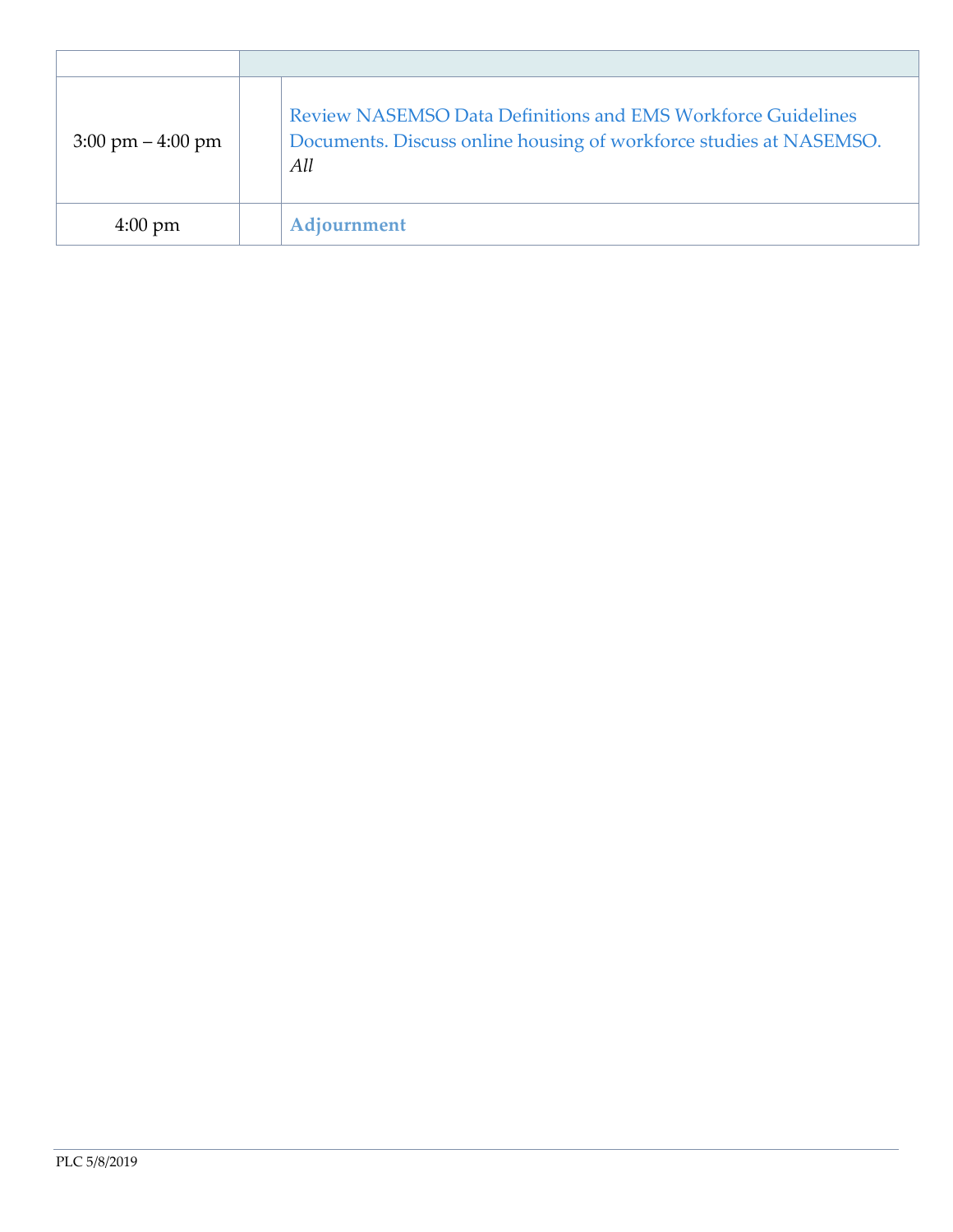| | | |
|---|---|---|
| 3:00 pm – 4:00 pm | | Review NASEMSO Data Definitions and EMS Workforce Guidelines Documents. Discuss online housing of workforce studies at NASEMSO. *All* |
| 4:00 pm | | **Adjournment** |

PLC 5/8/2019